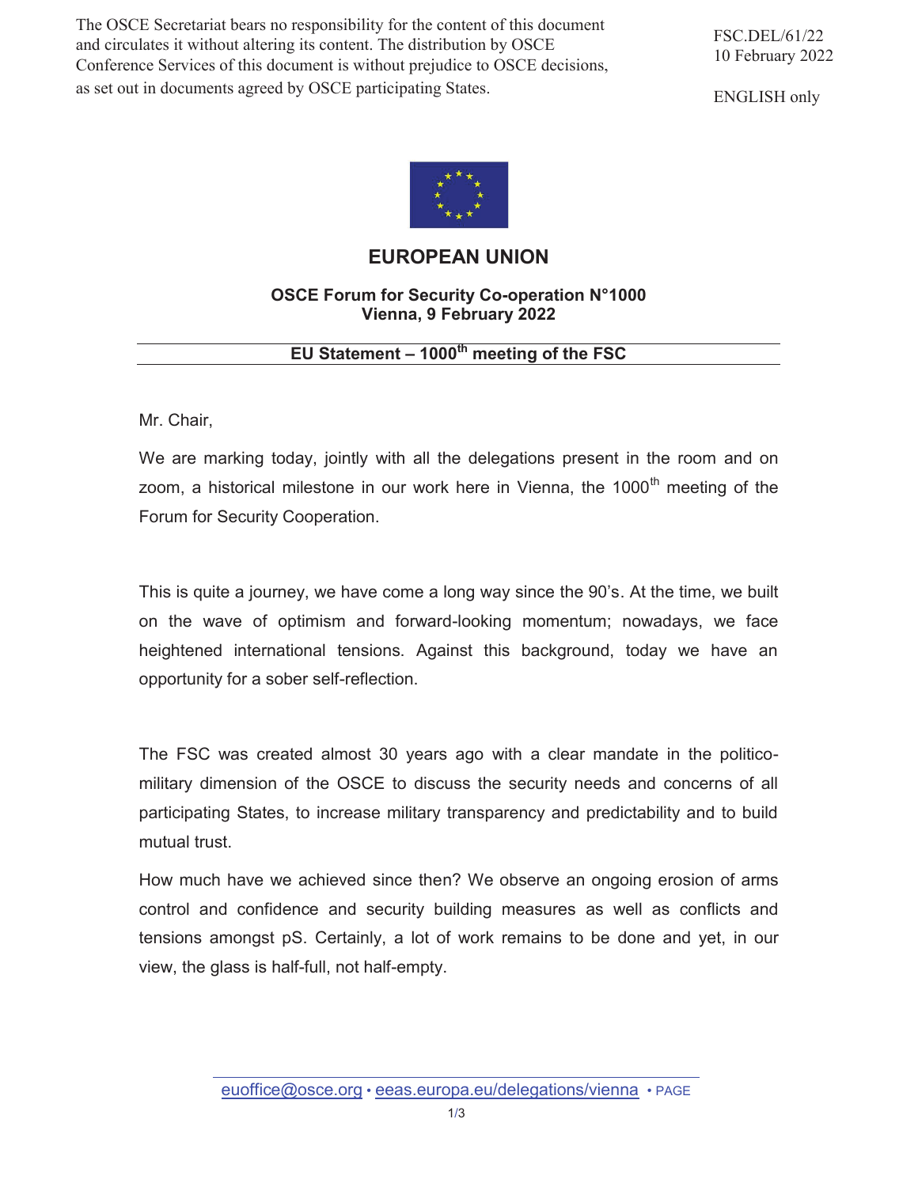The OSCE Secretariat bears no responsibility for the content of this document and circulates it without altering its content. The distribution by OSCE Conference Services of this document is without prejudice to OSCE decisions, as set out in documents agreed by OSCE participating States.

FSC.DEL/61/22
10 February 2022

ENGLISH only

# EUROPEAN UNION

**OSCE Forum for Security Co-operation N°1000**
**Vienna, 9 February 2022**

## EU Statement – 1000th meeting of the FSC

Mr. Chair,

We are marking today, jointly with all the delegations present in the room and on zoom, a historical milestone in our work here in Vienna, the 1000th meeting of the Forum for Security Cooperation.

This is quite a journey, we have come a long way since the 90's. At the time, we built on the wave of optimism and forward-looking momentum; nowadays, we face heightened international tensions. Against this background, today we have an opportunity for a sober self-reflection.

The FSC was created almost 30 years ago with a clear mandate in the politico-military dimension of the OSCE to discuss the security needs and concerns of all participating States, to increase military transparency and predictability and to build mutual trust.

How much have we achieved since then? We observe an ongoing erosion of arms control and confidence and security building measures as well as conflicts and tensions amongst pS. Certainly, a lot of work remains to be done and yet, in our view, the glass is half-full, not half-empty.

euoffice@osce.org • eeas.europa.eu/delegations/vienna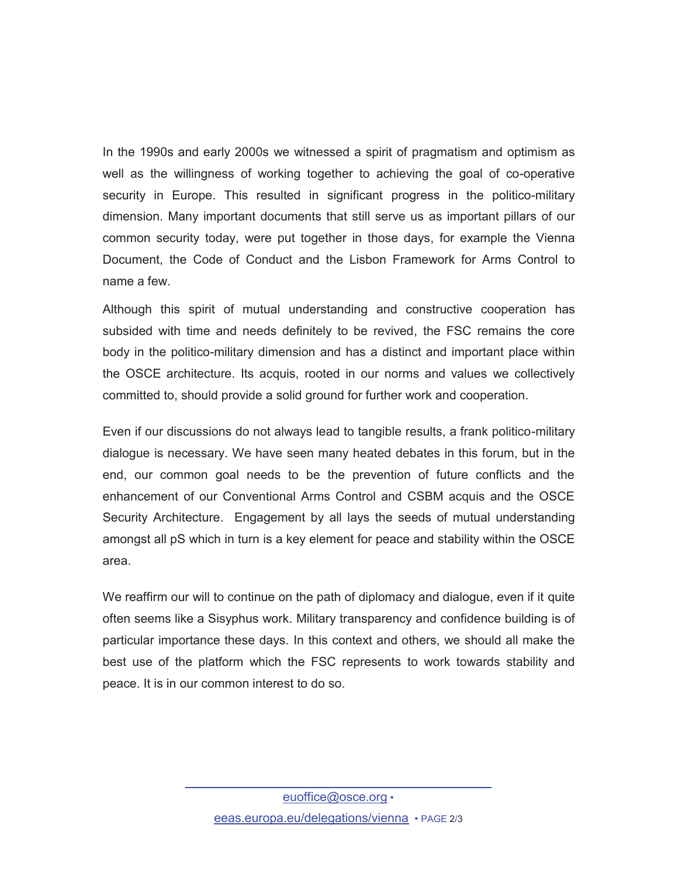In the 1990s and early 2000s we witnessed a spirit of pragmatism and optimism as well as the willingness of working together to achieving the goal of co-operative security in Europe. This resulted in significant progress in the politico-military dimension. Many important documents that still serve us as important pillars of our common security today, were put together in those days, for example the Vienna Document, the Code of Conduct and the Lisbon Framework for Arms Control to name a few.

Although this spirit of mutual understanding and constructive cooperation has subsided with time and needs definitely to be revived, the FSC remains the core body in the politico-military dimension and has a distinct and important place within the OSCE architecture. Its acquis, rooted in our norms and values we collectively committed to, should provide a solid ground for further work and cooperation.

Even if our discussions do not always lead to tangible results, a frank politico-military dialogue is necessary. We have seen many heated debates in this forum, but in the end, our common goal needs to be the prevention of future conflicts and the enhancement of our Conventional Arms Control and CSBM acquis and the OSCE Security Architecture. Engagement by all lays the seeds of mutual understanding amongst all pS which in turn is a key element for peace and stability within the OSCE area.

We reaffirm our will to continue on the path of diplomacy and dialogue, even if it quite often seems like a Sisyphus work. Military transparency and confidence building is of particular importance these days. In this context and others, we should all make the best use of the platform which the FSC represents to work towards stability and peace. It is in our common interest to do so.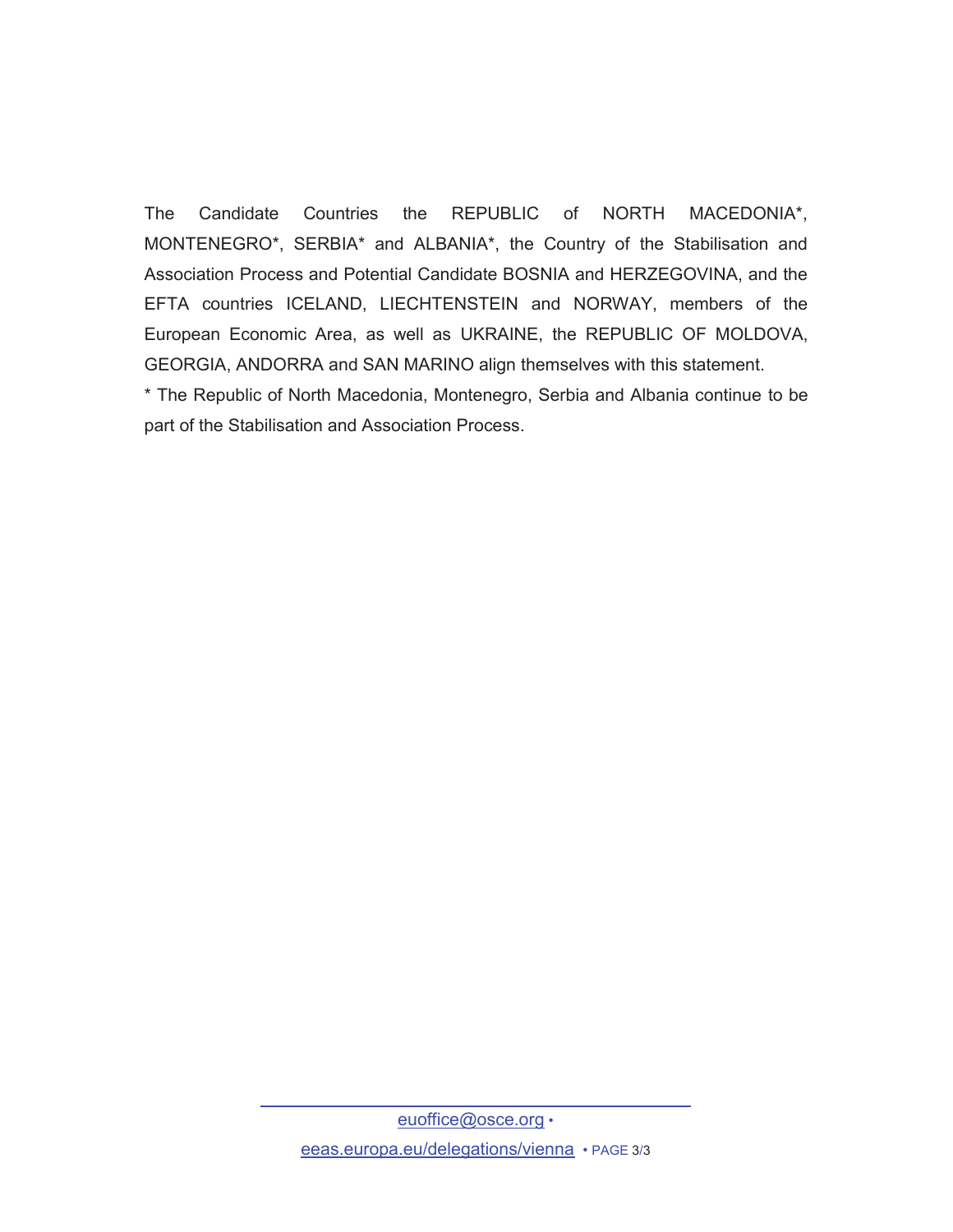The Candidate Countries the REPUBLIC of NORTH MACEDONIA*, MONTENEGRO*, SERBIA* and ALBANIA*, the Country of the Stabilisation and Association Process and Potential Candidate BOSNIA and HERZEGOVINA, and the EFTA countries ICELAND, LIECHTENSTEIN and NORWAY, members of the European Economic Area, as well as UKRAINE, the REPUBLIC OF MOLDOVA, GEORGIA, ANDORRA and SAN MARINO align themselves with this statement.

* The Republic of North Macedonia, Montenegro, Serbia and Albania continue to be part of the Stabilisation and Association Process.